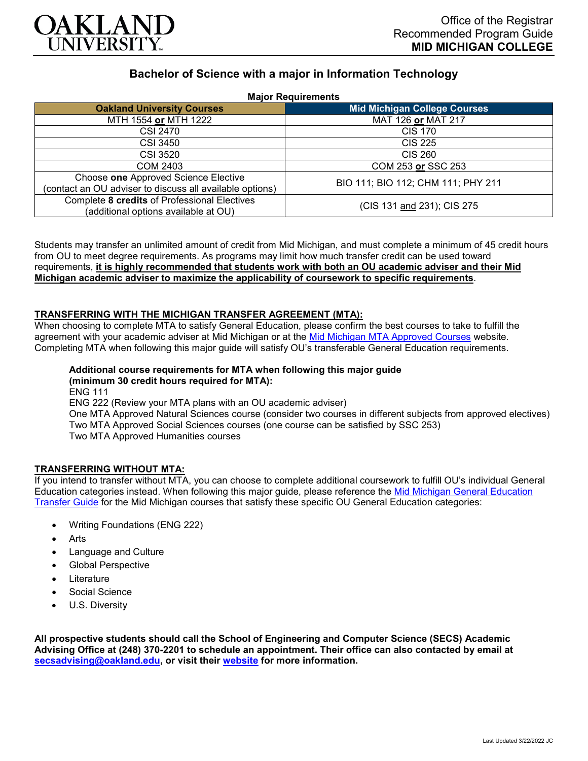OAKLAND UNIVERSITY

Office of the Registrar
Recommended Program Guide
**MID MICHIGAN COLLEGE**

# Bachelor of Science with a major in Information Technology

**Major Requirements**

| Oakland University Courses | Mid Michigan College Courses |
|---|---|
| MTH 1554 **or** MTH 1222 | MAT 126 **or** MAT 217 |
| CSI 2470 | CIS 170 |
| CSI 3450 | CIS 225 |
| CSI 3520 | CIS 260 |
| COM 2403 | COM 253 **or** SSC 253 |
| Choose **one** Approved Science Elective (contact an OU adviser to discuss all available options) | BIO 111; BIO 112; CHM 111; PHY 211 |
| Complete **8 credits** of Professional Electives (additional options available at OU) | (CIS 131 and 231); CIS 275 |

Students may transfer an unlimited amount of credit from Mid Michigan, and must complete a minimum of 45 credit hours from OU to meet degree requirements. As programs may limit how much transfer credit can be used toward requirements, **it is highly recommended that students work with both an OU academic adviser and their Mid Michigan academic adviser to maximize the applicability of coursework to specific requirements**.

## TRANSFERRING WITH THE MICHIGAN TRANSFER AGREEMENT (MTA):

When choosing to complete MTA to satisfy General Education, please confirm the best courses to take to fulfill the agreement with your academic adviser at Mid Michigan or at the Mid Michigan MTA Approved Courses website. Completing MTA when following this major guide will satisfy OU's transferable General Education requirements.

**Additional course requirements for MTA when following this major guide (minimum 30 credit hours required for MTA):**

ENG 111
ENG 222 (Review your MTA plans with an OU academic adviser)
One MTA Approved Natural Sciences course (consider two courses in different subjects from approved electives)
Two MTA Approved Social Sciences courses (one course can be satisfied by SSC 253)
Two MTA Approved Humanities courses

## TRANSFERRING WITHOUT MTA:

If you intend to transfer without MTA, you can choose to complete additional coursework to fulfill OU's individual General Education categories instead. When following this major guide, please reference the Mid Michigan General Education Transfer Guide for the Mid Michigan courses that satisfy these specific OU General Education categories:

- Writing Foundations (ENG 222)
- Arts
- Language and Culture
- Global Perspective
- Literature
- Social Science
- U.S. Diversity

**All prospective students should call the School of Engineering and Computer Science (SECS) Academic Advising Office at (248) 370-2201 to schedule an appointment. Their office can also contacted by email at secsadvising@oakland.edu, or visit their website for more information.**

Last Updated 3/22/2022 JC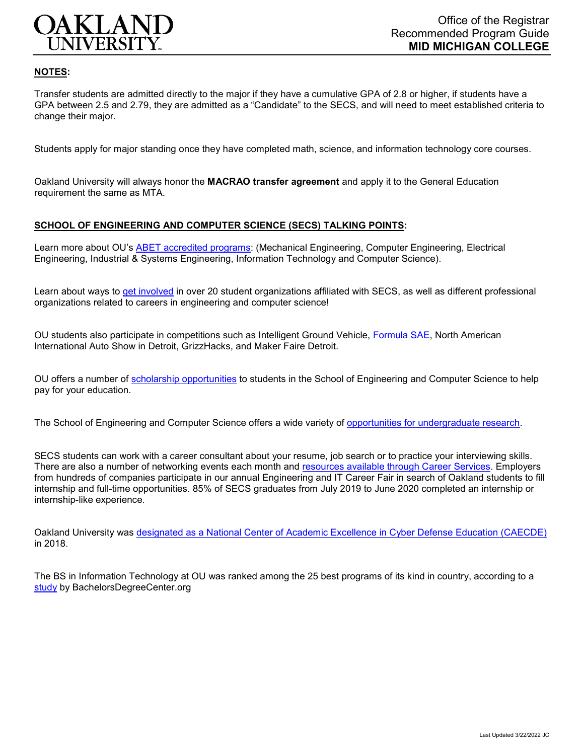**NOTES:**

Transfer students are admitted directly to the major if they have a cumulative GPA of 2.8 or higher, if students have a GPA between 2.5 and 2.79, they are admitted as a "Candidate" to the SECS, and will need to meet established criteria to change their major.

Students apply for major standing once they have completed math, science, and information technology core courses.

Oakland University will always honor the **MACRAO transfer agreement** and apply it to the General Education requirement the same as MTA.

**SCHOOL OF ENGINEERING AND COMPUTER SCIENCE (SECS) TALKING POINTS:**

Learn more about OU's ABET accredited programs: (Mechanical Engineering, Computer Engineering, Electrical Engineering, Industrial & Systems Engineering, Information Technology and Computer Science).

Learn about ways to get involved in over 20 student organizations affiliated with SECS, as well as different professional organizations related to careers in engineering and computer science!

OU students also participate in competitions such as Intelligent Ground Vehicle, Formula SAE, North American International Auto Show in Detroit, GrizzHacks, and Maker Faire Detroit.

OU offers a number of scholarship opportunities to students in the School of Engineering and Computer Science to help pay for your education.

The School of Engineering and Computer Science offers a wide variety of opportunities for undergraduate research.

SECS students can work with a career consultant about your resume, job search or to practice your interviewing skills. There are also a number of networking events each month and resources available through Career Services. Employers from hundreds of companies participate in our annual Engineering and IT Career Fair in search of Oakland students to fill internship and full-time opportunities. 85% of SECS graduates from July 2019 to June 2020 completed an internship or internship-like experience.

Oakland University was designated as a National Center of Academic Excellence in Cyber Defense Education (CAECDE) in 2018.

The BS in Information Technology at OU was ranked among the 25 best programs of its kind in country, according to a study by BachelorsDegreeCenter.org